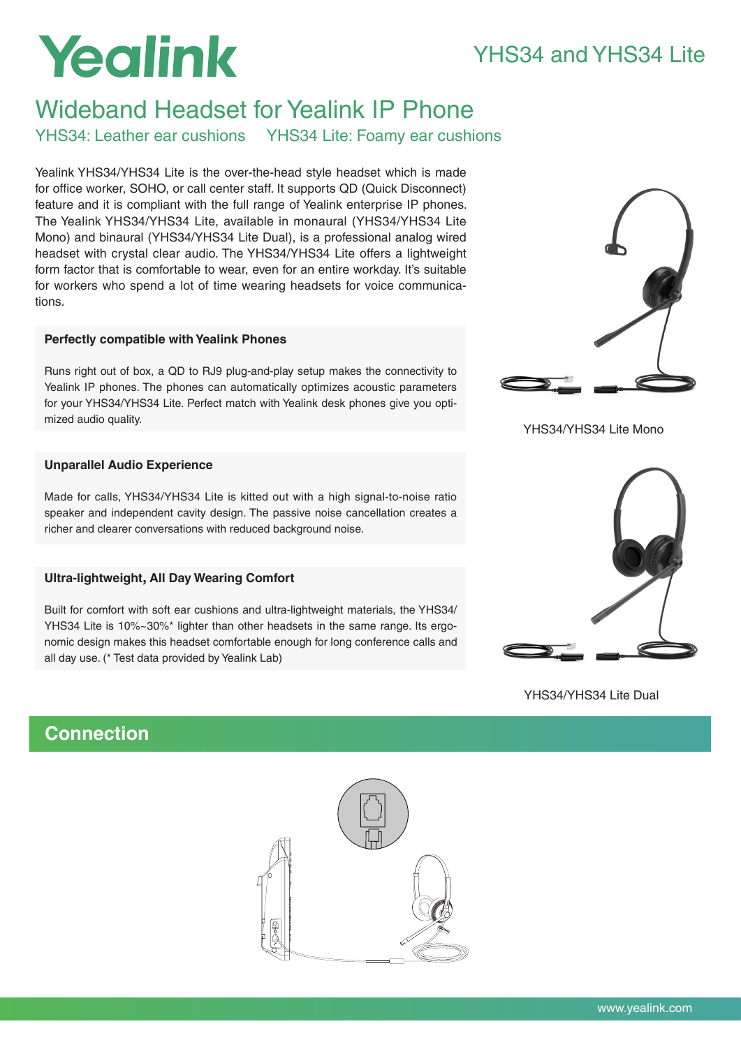# Yealink

## YHS34 and YHS34 Lite

# Wideband Headset for Yealink IP Phone

YHS34: Leather ear cushions  YHS34 Lite: Foamy ear cushions

Yealink YHS34/YHS34 Lite is the over-the-head style headset which is made for office worker, SOHO, or call center staff. It supports QD (Quick Disconnect) feature and it is compliant with the full range of Yealink enterprise IP phones. The Yealink YHS34/YHS34 Lite, available in monaural (YHS34/YHS34 Lite Mono) and binaural (YHS34/YHS34 Lite Dual), is a professional analog wired headset with crystal clear audio. The YHS34/YHS34 Lite offers a lightweight form factor that is comfortable to wear, even for an entire workday. It's suitable for workers who spend a lot of time wearing headsets for voice communications.

### Perfectly compatible with Yealink Phones

Runs right out of box, a QD to RJ9 plug-and-play setup makes the connectivity to Yealink IP phones. The phones can automatically optimizes acoustic parameters for your YHS34/YHS34 Lite. Perfect match with Yealink desk phones give you optimized audio quality.

### Unparallel Audio Experience

Made for calls, YHS34/YHS34 Lite is kitted out with a high signal-to-noise ratio speaker and independent cavity design. The passive noise cancellation creates a richer and clearer conversations with reduced background noise.

### Ultra-lightweight, All Day Wearing Comfort

Built for comfort with soft ear cushions and ultra-lightweight materials, the YHS34/YHS34 Lite is 10%~30%* lighter than other headsets in the same range. Its ergonomic design makes this headset comfortable enough for long conference calls and all day use. (* Test data provided by Yealink Lab)

YHS34/YHS34 Lite Mono

YHS34/YHS34 Lite Dual

## Connection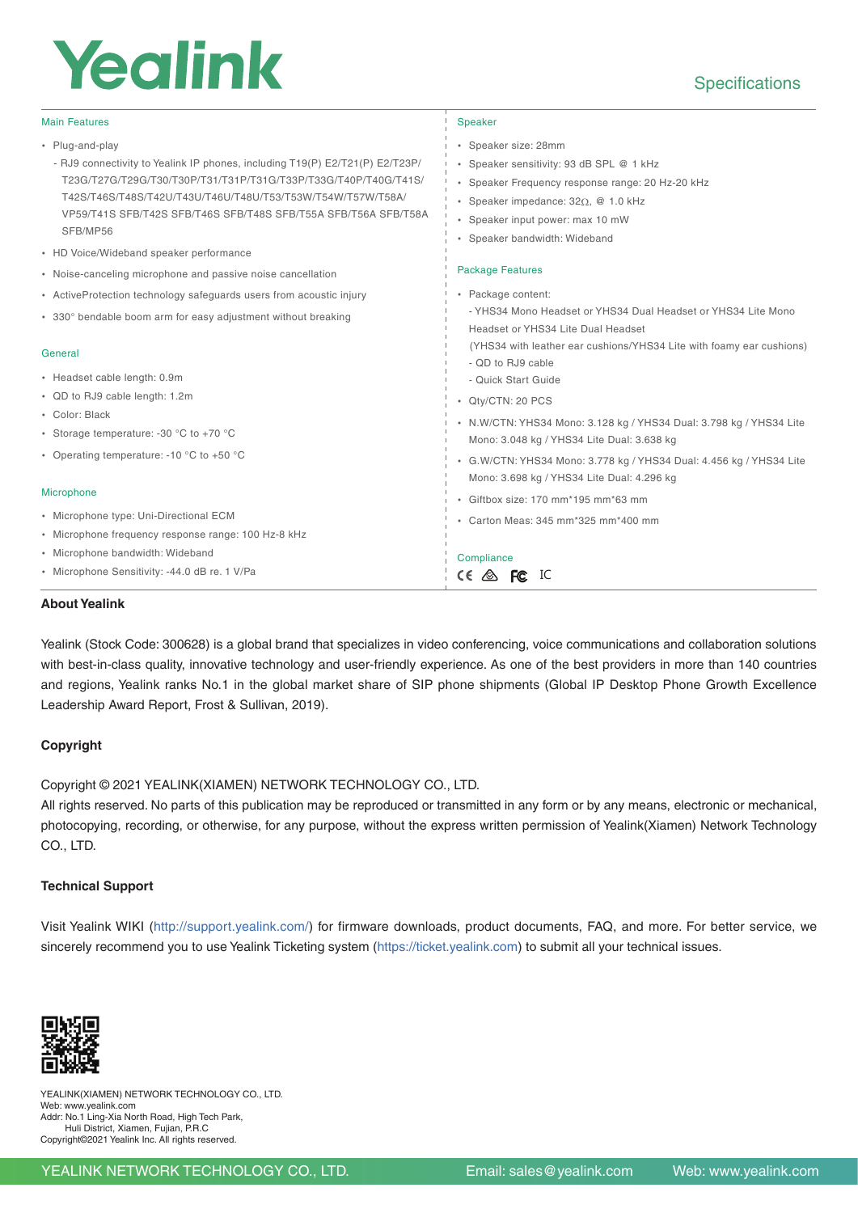# Specifications

## Main Features

- Plug-and-play
  - RJ9 connectivity to Yealink IP phones, including T19(P) E2/T21(P) E2/T23P/T23G/T27G/T29G/T30/T30P/T31/T31P/T31G/T33P/T33G/T40P/T40G/T41S/T42S/T46S/T48S/T42U/T43U/T46U/T48U/T53/T53W/T54W/T57W/T58A/VP59/T41S SFB/T42S SFB/T46S SFB/T48S SFB/T55A SFB/T56A SFB/T58A SFB/MP56
- HD Voice/Wideband speaker performance
- Noise-canceling microphone and passive noise cancellation
- ActiveProtection technology safeguards users from acoustic injury
- 330° bendable boom arm for easy adjustment without breaking

## General

- Headset cable length: 0.9m
- QD to RJ9 cable length: 1.2m
- Color: Black
- Storage temperature: -30 °C to +70 °C
- Operating temperature: -10 °C to +50 °C

## Microphone

- Microphone type: Uni-Directional ECM
- Microphone frequency response range: 100 Hz-8 kHz
- Microphone bandwidth: Wideband
- Microphone Sensitivity: -44.0 dB re. 1 V/Pa

## Speaker

- Speaker size: 28mm
- Speaker sensitivity: 93 dB SPL @ 1 kHz
- Speaker Frequency response range: 20 Hz-20 kHz
- Speaker impedance: 32Ω, @ 1.0 kHz
- Speaker input power: max 10 mW
- Speaker bandwidth: Wideband

## Package Features

- Package content:
  - YHS34 Mono Headset or YHS34 Dual Headset or YHS34 Lite Mono Headset or YHS34 Lite Dual Headset (YHS34 with leather ear cushions/YHS34 Lite with foamy ear cushions)
  - QD to RJ9 cable
  - Quick Start Guide
- Qty/CTN: 20 PCS
- N.W/CTN: YHS34 Mono: 3.128 kg / YHS34 Dual: 3.798 kg / YHS34 Lite Mono: 3.048 kg / YHS34 Lite Dual: 3.638 kg
- G.W/CTN: YHS34 Mono: 3.778 kg / YHS34 Dual: 4.456 kg / YHS34 Lite Mono: 3.698 kg / YHS34 Lite Dual: 4.296 kg
- Giftbox size: 170 mm*195 mm*63 mm
- Carton Meas: 345 mm*325 mm*400 mm

## Compliance

CE FC IC

## About Yealink

Yealink (Stock Code: 300628) is a global brand that specializes in video conferencing, voice communications and collaboration solutions with best-in-class quality, innovative technology and user-friendly experience. As one of the best providers in more than 140 countries and regions, Yealink ranks No.1 in the global market share of SIP phone shipments (Global IP Desktop Phone Growth Excellence Leadership Award Report, Frost & Sullivan, 2019).

## Copyright

Copyright © 2021 YEALINK(XIAMEN) NETWORK TECHNOLOGY CO., LTD.
All rights reserved. No parts of this publication may be reproduced or transmitted in any form or by any means, electronic or mechanical, photocopying, recording, or otherwise, for any purpose, without the express written permission of Yealink(Xiamen) Network Technology CO., LTD.

## Technical Support

Visit Yealink WIKI (http://support.yealink.com/) for firmware downloads, product documents, FAQ, and more. For better service, we sincerely recommend you to use Yealink Ticketing system (https://ticket.yealink.com) to submit all your technical issues.

YEALINK(XIAMEN) NETWORK TECHNOLOGY CO., LTD.
Web: www.yealink.com
Addr: No.1 Ling-Xia North Road, High Tech Park, Huli District, Xiamen, Fujian, P.R.C
Copyright©2021 Yealink Inc. All rights reserved.

YEALINK NETWORK TECHNOLOGY CO., LTD. Email: sales@yealink.com Web: www.yealink.com